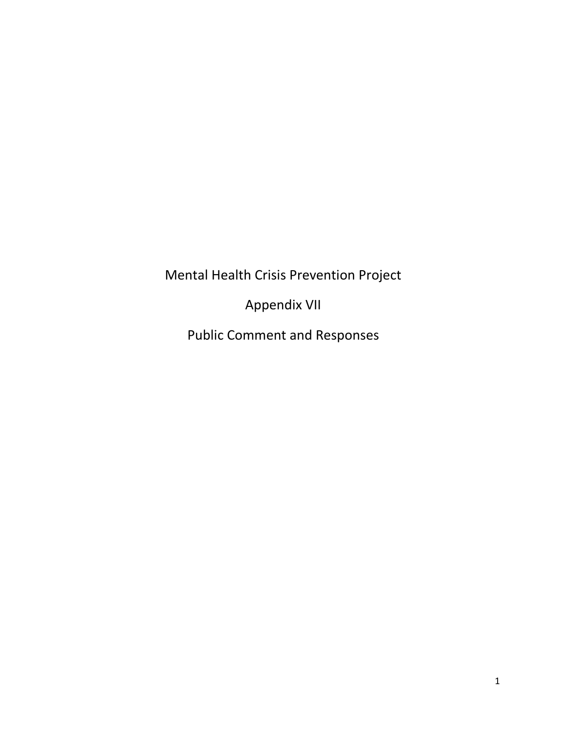# Mental Health Crisis Prevention Project

## Appendix VII

## Public Comment and Responses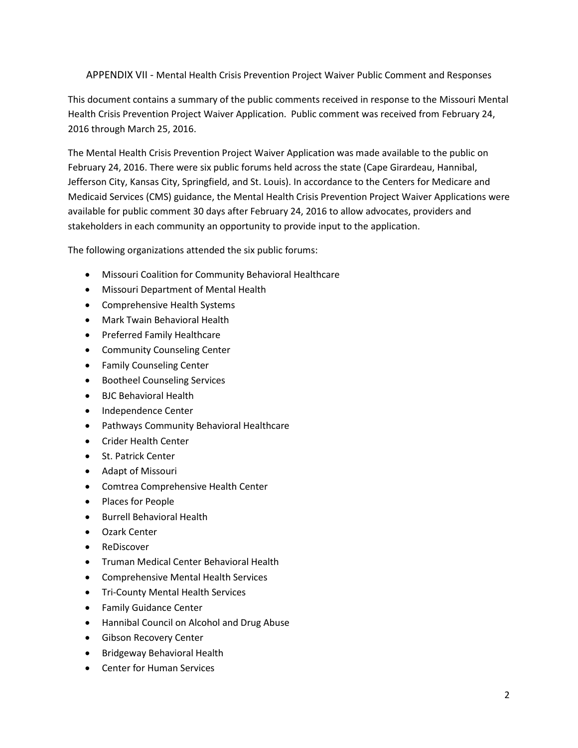## APPENDIX VII - Mental Health Crisis Prevention Project Waiver Public Comment and Responses

This document contains a summary of the public comments received in response to the Missouri Mental Health Crisis Prevention Project Waiver Application. Public comment was received from February 24, 2016 through March 25, 2016.

The Mental Health Crisis Prevention Project Waiver Application was made available to the public on February 24, 2016. There were six public forums held across the state (Cape Girardeau, Hannibal, Jefferson City, Kansas City, Springfield, and St. Louis). In accordance to the Centers for Medicare and Medicaid Services (CMS) guidance, the Mental Health Crisis Prevention Project Waiver Applications were available for public comment 30 days after February 24, 2016 to allow advocates, providers and stakeholders in each community an opportunity to provide input to the application.

The following organizations attended the six public forums:

- Missouri Coalition for Community Behavioral Healthcare
- Missouri Department of Mental Health
- Comprehensive Health Systems
- Mark Twain Behavioral Health
- Preferred Family Healthcare
- Community Counseling Center
- Family Counseling Center
- Bootheel Counseling Services
- BJC Behavioral Health
- Independence Center
- Pathways Community Behavioral Healthcare
- Crider Health Center
- St. Patrick Center
- Adapt of Missouri
- Comtrea Comprehensive Health Center
- Places for People
- Burrell Behavioral Health
- Ozark Center
- ReDiscover
- Truman Medical Center Behavioral Health
- Comprehensive Mental Health Services
- Tri-County Mental Health Services
- Family Guidance Center
- Hannibal Council on Alcohol and Drug Abuse
- Gibson Recovery Center
- Bridgeway Behavioral Health
- Center for Human Services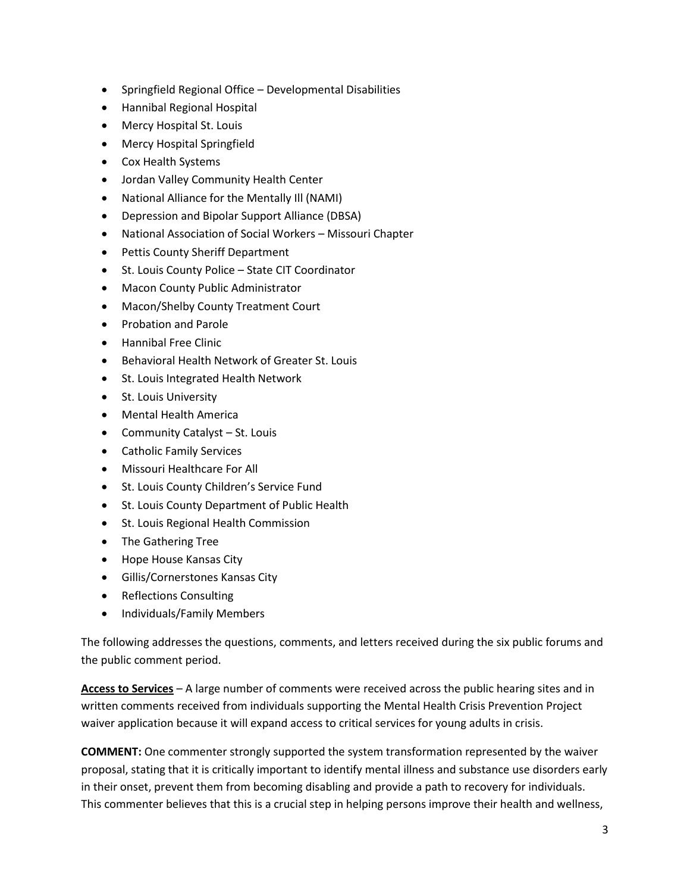- Springfield Regional Office – Developmental Disabilities
- Hannibal Regional Hospital
- Mercy Hospital St. Louis
- Mercy Hospital Springfield
- Cox Health Systems
- Jordan Valley Community Health Center
- National Alliance for the Mentally Ill (NAMI)
- Depression and Bipolar Support Alliance (DBSA)
- National Association of Social Workers – Missouri Chapter
- Pettis County Sheriff Department
- St. Louis County Police – State CIT Coordinator
- Macon County Public Administrator
- Macon/Shelby County Treatment Court
- Probation and Parole
- Hannibal Free Clinic
- Behavioral Health Network of Greater St. Louis
- St. Louis Integrated Health Network
- St. Louis University
- Mental Health America
- Community Catalyst – St. Louis
- Catholic Family Services
- Missouri Healthcare For All
- St. Louis County Children's Service Fund
- St. Louis County Department of Public Health
- St. Louis Regional Health Commission
- The Gathering Tree
- Hope House Kansas City
- Gillis/Cornerstones Kansas City
- Reflections Consulting
- Individuals/Family Members

The following addresses the questions, comments, and letters received during the six public forums and the public comment period.

**Access to Services** – A large number of comments were received across the public hearing sites and in written comments received from individuals supporting the Mental Health Crisis Prevention Project waiver application because it will expand access to critical services for young adults in crisis.

**COMMENT:** One commenter strongly supported the system transformation represented by the waiver proposal, stating that it is critically important to identify mental illness and substance use disorders early in their onset, prevent them from becoming disabling and provide a path to recovery for individuals. This commenter believes that this is a crucial step in helping persons improve their health and wellness,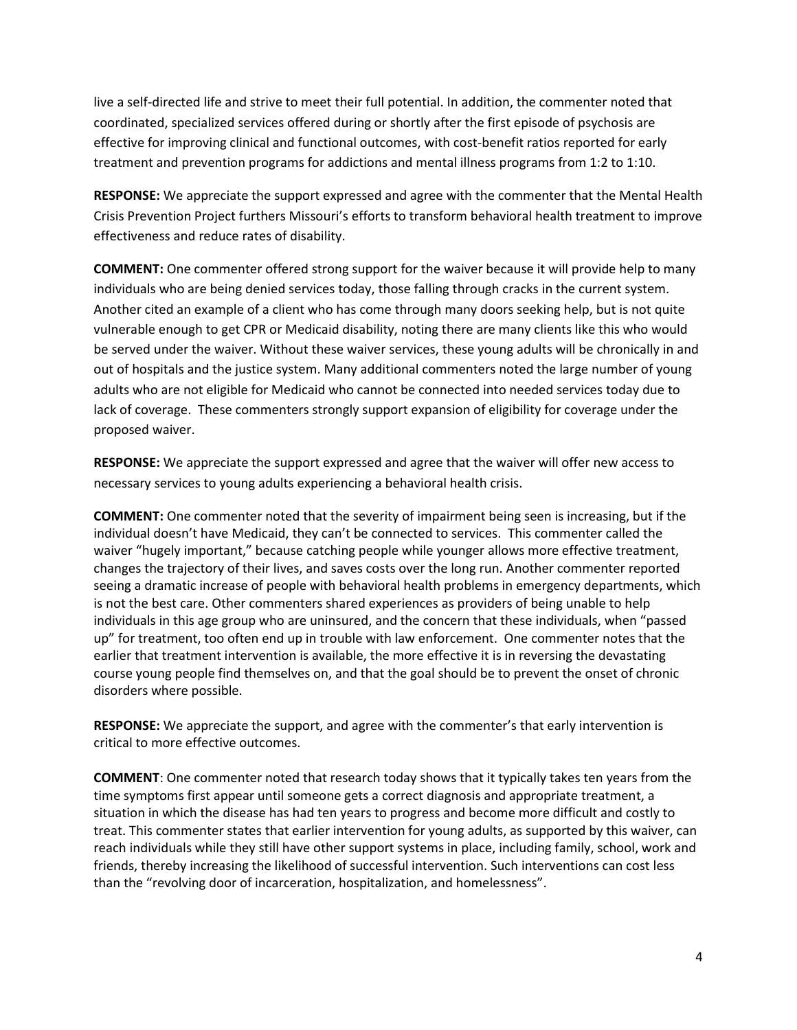live a self-directed life and strive to meet their full potential. In addition, the commenter noted that coordinated, specialized services offered during or shortly after the first episode of psychosis are effective for improving clinical and functional outcomes, with cost-benefit ratios reported for early treatment and prevention programs for addictions and mental illness programs from 1:2 to 1:10.

**RESPONSE:** We appreciate the support expressed and agree with the commenter that the Mental Health Crisis Prevention Project furthers Missouri's efforts to transform behavioral health treatment to improve effectiveness and reduce rates of disability.

**COMMENT:** One commenter offered strong support for the waiver because it will provide help to many individuals who are being denied services today, those falling through cracks in the current system. Another cited an example of a client who has come through many doors seeking help, but is not quite vulnerable enough to get CPR or Medicaid disability, noting there are many clients like this who would be served under the waiver. Without these waiver services, these young adults will be chronically in and out of hospitals and the justice system. Many additional commenters noted the large number of young adults who are not eligible for Medicaid who cannot be connected into needed services today due to lack of coverage. These commenters strongly support expansion of eligibility for coverage under the proposed waiver.

**RESPONSE:** We appreciate the support expressed and agree that the waiver will offer new access to necessary services to young adults experiencing a behavioral health crisis.

**COMMENT:** One commenter noted that the severity of impairment being seen is increasing, but if the individual doesn't have Medicaid, they can't be connected to services. This commenter called the waiver "hugely important," because catching people while younger allows more effective treatment, changes the trajectory of their lives, and saves costs over the long run. Another commenter reported seeing a dramatic increase of people with behavioral health problems in emergency departments, which is not the best care. Other commenters shared experiences as providers of being unable to help individuals in this age group who are uninsured, and the concern that these individuals, when "passed up" for treatment, too often end up in trouble with law enforcement. One commenter notes that the earlier that treatment intervention is available, the more effective it is in reversing the devastating course young people find themselves on, and that the goal should be to prevent the onset of chronic disorders where possible.

**RESPONSE:** We appreciate the support, and agree with the commenter's that early intervention is critical to more effective outcomes.

**COMMENT**: One commenter noted that research today shows that it typically takes ten years from the time symptoms first appear until someone gets a correct diagnosis and appropriate treatment, a situation in which the disease has had ten years to progress and become more difficult and costly to treat. This commenter states that earlier intervention for young adults, as supported by this waiver, can reach individuals while they still have other support systems in place, including family, school, work and friends, thereby increasing the likelihood of successful intervention. Such interventions can cost less than the "revolving door of incarceration, hospitalization, and homelessness".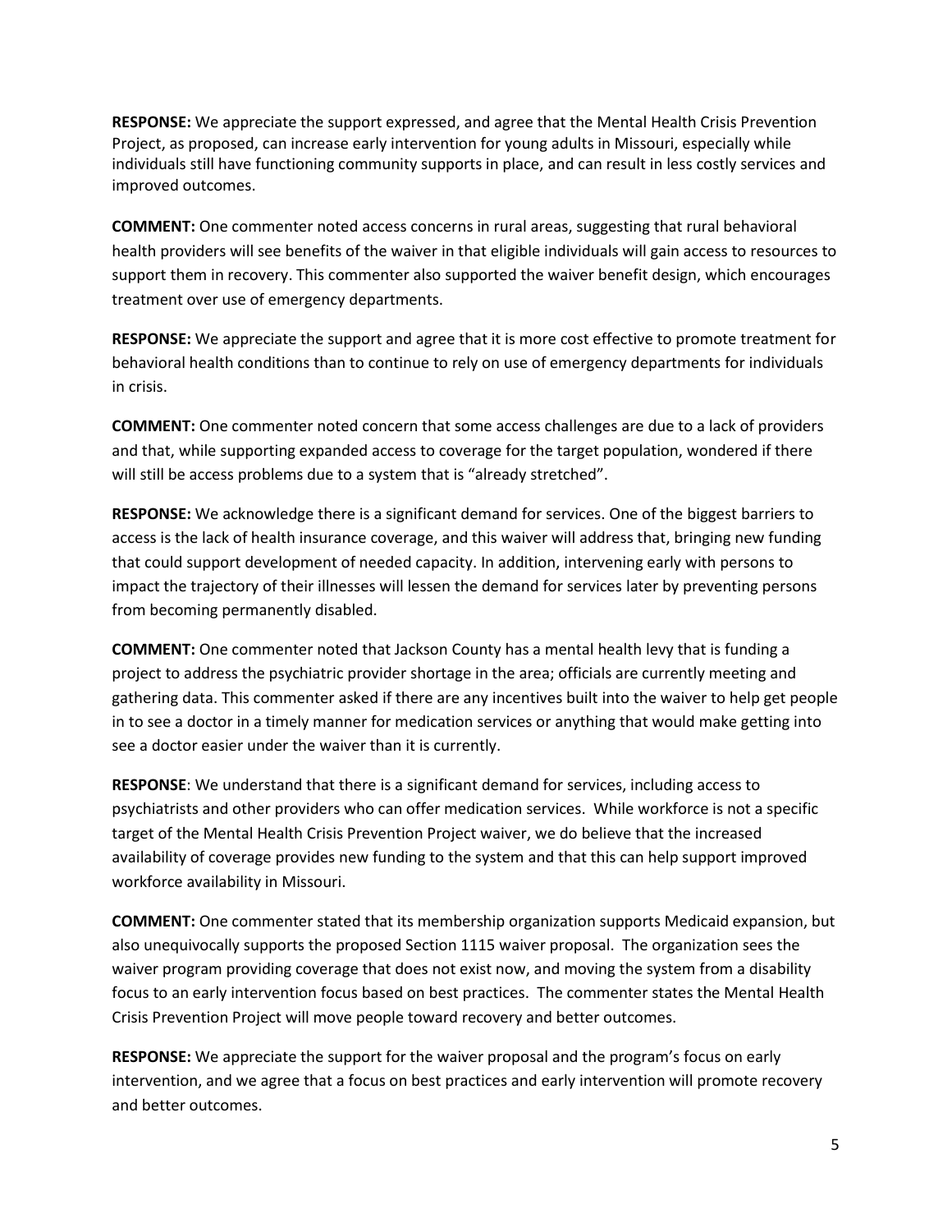**RESPONSE:** We appreciate the support expressed, and agree that the Mental Health Crisis Prevention Project, as proposed, can increase early intervention for young adults in Missouri, especially while individuals still have functioning community supports in place, and can result in less costly services and improved outcomes.

**COMMENT:** One commenter noted access concerns in rural areas, suggesting that rural behavioral health providers will see benefits of the waiver in that eligible individuals will gain access to resources to support them in recovery. This commenter also supported the waiver benefit design, which encourages treatment over use of emergency departments.

**RESPONSE:** We appreciate the support and agree that it is more cost effective to promote treatment for behavioral health conditions than to continue to rely on use of emergency departments for individuals in crisis.

**COMMENT:** One commenter noted concern that some access challenges are due to a lack of providers and that, while supporting expanded access to coverage for the target population, wondered if there will still be access problems due to a system that is "already stretched".

**RESPONSE:** We acknowledge there is a significant demand for services. One of the biggest barriers to access is the lack of health insurance coverage, and this waiver will address that, bringing new funding that could support development of needed capacity. In addition, intervening early with persons to impact the trajectory of their illnesses will lessen the demand for services later by preventing persons from becoming permanently disabled.

**COMMENT:** One commenter noted that Jackson County has a mental health levy that is funding a project to address the psychiatric provider shortage in the area; officials are currently meeting and gathering data. This commenter asked if there are any incentives built into the waiver to help get people in to see a doctor in a timely manner for medication services or anything that would make getting into see a doctor easier under the waiver than it is currently.

**RESPONSE**: We understand that there is a significant demand for services, including access to psychiatrists and other providers who can offer medication services. While workforce is not a specific target of the Mental Health Crisis Prevention Project waiver, we do believe that the increased availability of coverage provides new funding to the system and that this can help support improved workforce availability in Missouri.

**COMMENT:** One commenter stated that its membership organization supports Medicaid expansion, but also unequivocally supports the proposed Section 1115 waiver proposal. The organization sees the waiver program providing coverage that does not exist now, and moving the system from a disability focus to an early intervention focus based on best practices. The commenter states the Mental Health Crisis Prevention Project will move people toward recovery and better outcomes.

**RESPONSE:** We appreciate the support for the waiver proposal and the program's focus on early intervention, and we agree that a focus on best practices and early intervention will promote recovery and better outcomes.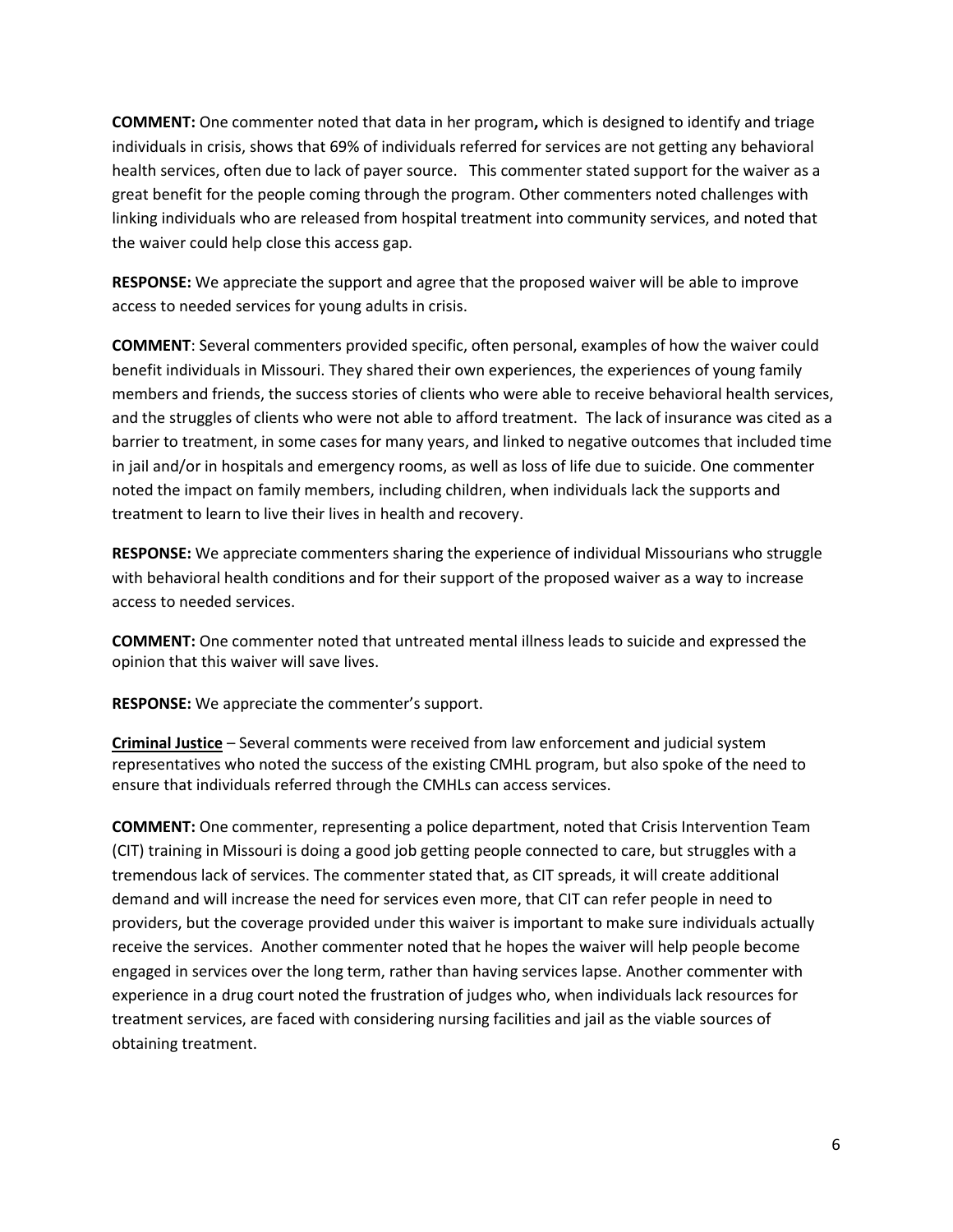**COMMENT:** One commenter noted that data in her program**,** which is designed to identify and triage individuals in crisis, shows that 69% of individuals referred for services are not getting any behavioral health services, often due to lack of payer source. This commenter stated support for the waiver as a great benefit for the people coming through the program. Other commenters noted challenges with linking individuals who are released from hospital treatment into community services, and noted that the waiver could help close this access gap.

**RESPONSE:** We appreciate the support and agree that the proposed waiver will be able to improve access to needed services for young adults in crisis.

**COMMENT**: Several commenters provided specific, often personal, examples of how the waiver could benefit individuals in Missouri. They shared their own experiences, the experiences of young family members and friends, the success stories of clients who were able to receive behavioral health services, and the struggles of clients who were not able to afford treatment. The lack of insurance was cited as a barrier to treatment, in some cases for many years, and linked to negative outcomes that included time in jail and/or in hospitals and emergency rooms, as well as loss of life due to suicide. One commenter noted the impact on family members, including children, when individuals lack the supports and treatment to learn to live their lives in health and recovery.

**RESPONSE:** We appreciate commenters sharing the experience of individual Missourians who struggle with behavioral health conditions and for their support of the proposed waiver as a way to increase access to needed services.

**COMMENT:** One commenter noted that untreated mental illness leads to suicide and expressed the opinion that this waiver will save lives.

**RESPONSE:** We appreciate the commenter's support.

**Criminal Justice** – Several comments were received from law enforcement and judicial system representatives who noted the success of the existing CMHL program, but also spoke of the need to ensure that individuals referred through the CMHLs can access services.

**COMMENT:** One commenter, representing a police department, noted that Crisis Intervention Team (CIT) training in Missouri is doing a good job getting people connected to care, but struggles with a tremendous lack of services. The commenter stated that, as CIT spreads, it will create additional demand and will increase the need for services even more, that CIT can refer people in need to providers, but the coverage provided under this waiver is important to make sure individuals actually receive the services. Another commenter noted that he hopes the waiver will help people become engaged in services over the long term, rather than having services lapse. Another commenter with experience in a drug court noted the frustration of judges who, when individuals lack resources for treatment services, are faced with considering nursing facilities and jail as the viable sources of obtaining treatment.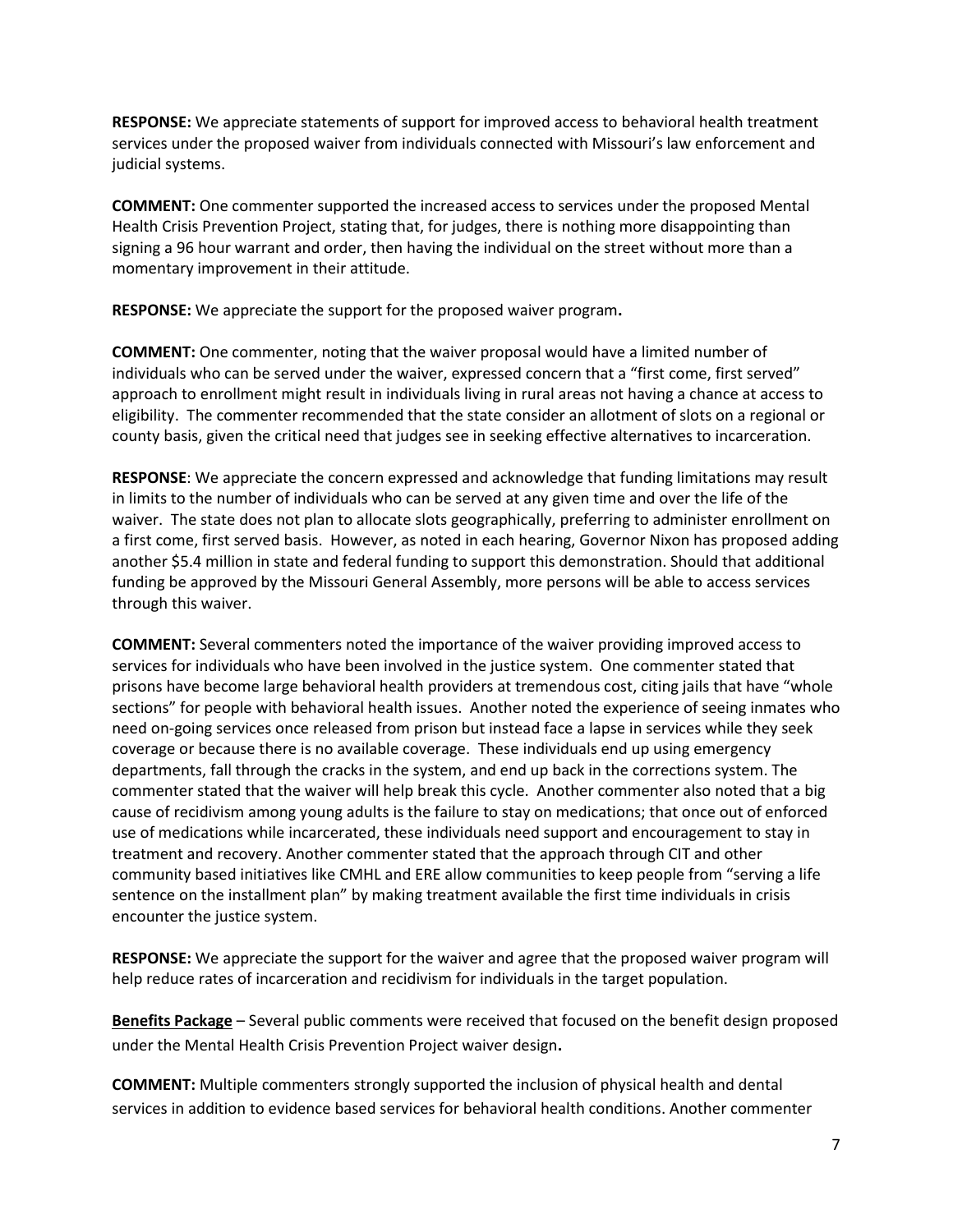**RESPONSE:** We appreciate statements of support for improved access to behavioral health treatment services under the proposed waiver from individuals connected with Missouri's law enforcement and judicial systems.

**COMMENT:** One commenter supported the increased access to services under the proposed Mental Health Crisis Prevention Project, stating that, for judges, there is nothing more disappointing than signing a 96 hour warrant and order, then having the individual on the street without more than a momentary improvement in their attitude.

**RESPONSE:** We appreciate the support for the proposed waiver program**.**

**COMMENT:** One commenter, noting that the waiver proposal would have a limited number of individuals who can be served under the waiver, expressed concern that a "first come, first served" approach to enrollment might result in individuals living in rural areas not having a chance at access to eligibility. The commenter recommended that the state consider an allotment of slots on a regional or county basis, given the critical need that judges see in seeking effective alternatives to incarceration.

**RESPONSE**: We appreciate the concern expressed and acknowledge that funding limitations may result in limits to the number of individuals who can be served at any given time and over the life of the waiver. The state does not plan to allocate slots geographically, preferring to administer enrollment on a first come, first served basis. However, as noted in each hearing, Governor Nixon has proposed adding another $5.4 million in state and federal funding to support this demonstration. Should that additional funding be approved by the Missouri General Assembly, more persons will be able to access services through this waiver.

**COMMENT:** Several commenters noted the importance of the waiver providing improved access to services for individuals who have been involved in the justice system. One commenter stated that prisons have become large behavioral health providers at tremendous cost, citing jails that have "whole sections" for people with behavioral health issues. Another noted the experience of seeing inmates who need on-going services once released from prison but instead face a lapse in services while they seek coverage or because there is no available coverage. These individuals end up using emergency departments, fall through the cracks in the system, and end up back in the corrections system. The commenter stated that the waiver will help break this cycle. Another commenter also noted that a big cause of recidivism among young adults is the failure to stay on medications; that once out of enforced use of medications while incarcerated, these individuals need support and encouragement to stay in treatment and recovery. Another commenter stated that the approach through CIT and other community based initiatives like CMHL and ERE allow communities to keep people from "serving a life sentence on the installment plan" by making treatment available the first time individuals in crisis encounter the justice system.

**RESPONSE:** We appreciate the support for the waiver and agree that the proposed waiver program will help reduce rates of incarceration and recidivism for individuals in the target population.

**Benefits Package** – Several public comments were received that focused on the benefit design proposed under the Mental Health Crisis Prevention Project waiver design**.**

**COMMENT:** Multiple commenters strongly supported the inclusion of physical health and dental services in addition to evidence based services for behavioral health conditions. Another commenter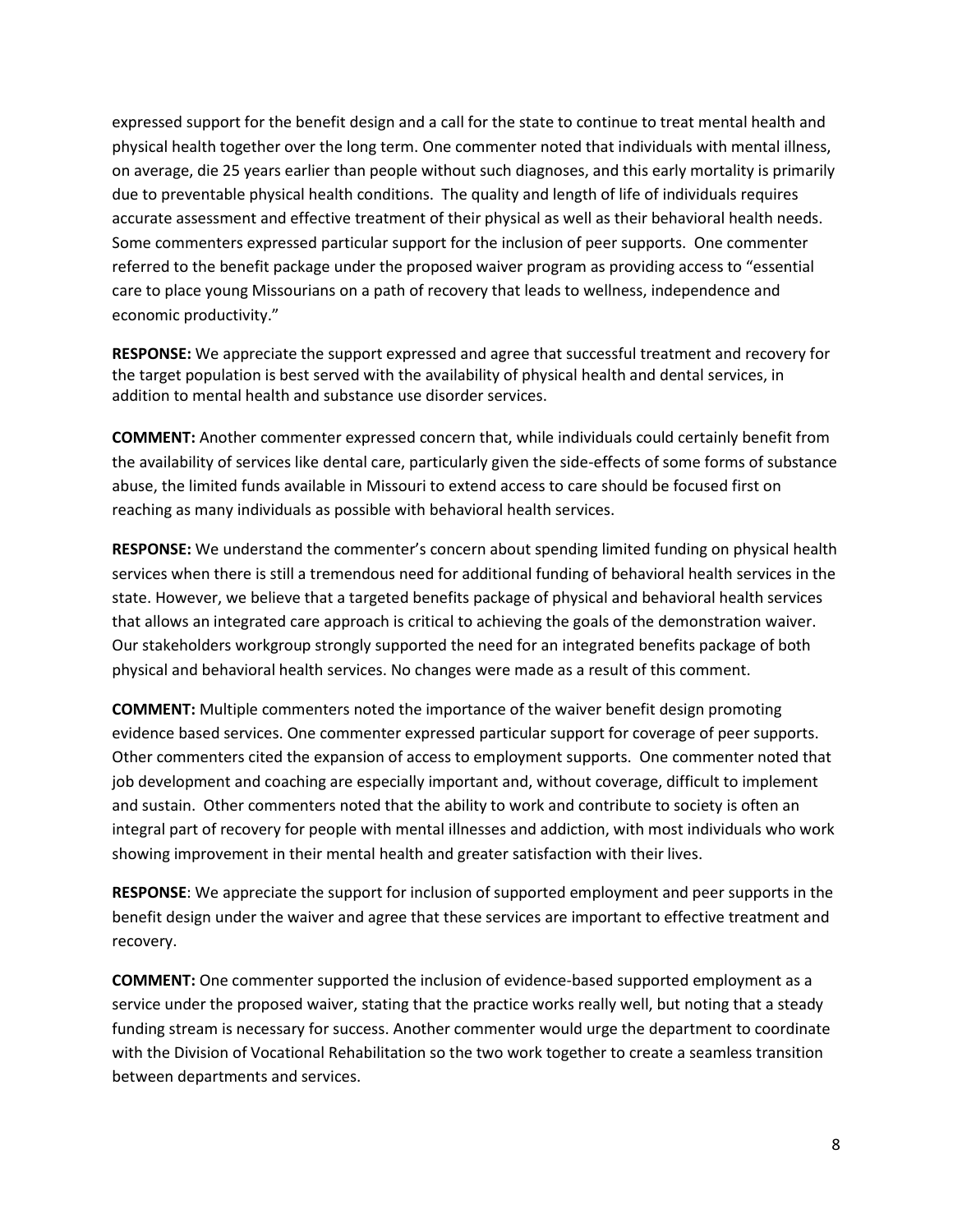expressed support for the benefit design and a call for the state to continue to treat mental health and physical health together over the long term. One commenter noted that individuals with mental illness, on average, die 25 years earlier than people without such diagnoses, and this early mortality is primarily due to preventable physical health conditions. The quality and length of life of individuals requires accurate assessment and effective treatment of their physical as well as their behavioral health needs. Some commenters expressed particular support for the inclusion of peer supports. One commenter referred to the benefit package under the proposed waiver program as providing access to "essential care to place young Missourians on a path of recovery that leads to wellness, independence and economic productivity."

**RESPONSE:** We appreciate the support expressed and agree that successful treatment and recovery for the target population is best served with the availability of physical health and dental services, in addition to mental health and substance use disorder services.

**COMMENT:** Another commenter expressed concern that, while individuals could certainly benefit from the availability of services like dental care, particularly given the side-effects of some forms of substance abuse, the limited funds available in Missouri to extend access to care should be focused first on reaching as many individuals as possible with behavioral health services.

**RESPONSE:** We understand the commenter's concern about spending limited funding on physical health services when there is still a tremendous need for additional funding of behavioral health services in the state. However, we believe that a targeted benefits package of physical and behavioral health services that allows an integrated care approach is critical to achieving the goals of the demonstration waiver. Our stakeholders workgroup strongly supported the need for an integrated benefits package of both physical and behavioral health services. No changes were made as a result of this comment.

**COMMENT:** Multiple commenters noted the importance of the waiver benefit design promoting evidence based services. One commenter expressed particular support for coverage of peer supports. Other commenters cited the expansion of access to employment supports. One commenter noted that job development and coaching are especially important and, without coverage, difficult to implement and sustain. Other commenters noted that the ability to work and contribute to society is often an integral part of recovery for people with mental illnesses and addiction, with most individuals who work showing improvement in their mental health and greater satisfaction with their lives.

**RESPONSE**: We appreciate the support for inclusion of supported employment and peer supports in the benefit design under the waiver and agree that these services are important to effective treatment and recovery.

**COMMENT:** One commenter supported the inclusion of evidence-based supported employment as a service under the proposed waiver, stating that the practice works really well, but noting that a steady funding stream is necessary for success. Another commenter would urge the department to coordinate with the Division of Vocational Rehabilitation so the two work together to create a seamless transition between departments and services.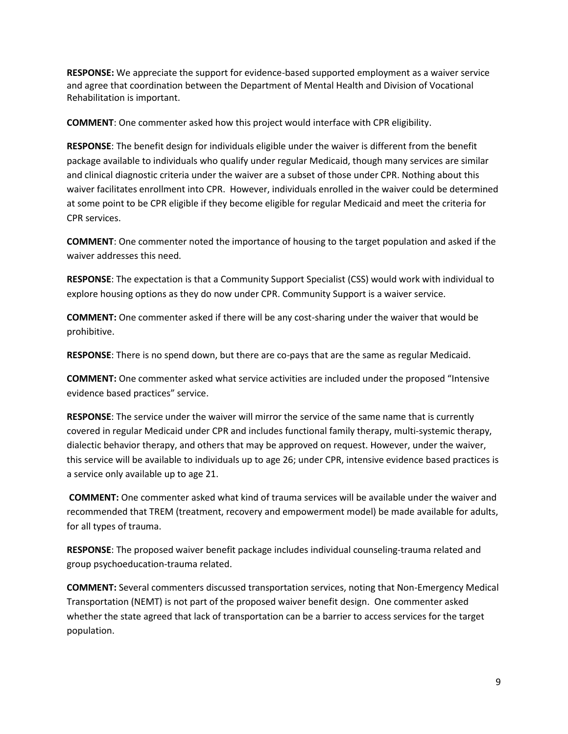**RESPONSE:** We appreciate the support for evidence-based supported employment as a waiver service and agree that coordination between the Department of Mental Health and Division of Vocational Rehabilitation is important.

**COMMENT**: One commenter asked how this project would interface with CPR eligibility.

**RESPONSE**: The benefit design for individuals eligible under the waiver is different from the benefit package available to individuals who qualify under regular Medicaid, though many services are similar and clinical diagnostic criteria under the waiver are a subset of those under CPR. Nothing about this waiver facilitates enrollment into CPR. However, individuals enrolled in the waiver could be determined at some point to be CPR eligible if they become eligible for regular Medicaid and meet the criteria for CPR services.

**COMMENT**: One commenter noted the importance of housing to the target population and asked if the waiver addresses this need.

**RESPONSE**: The expectation is that a Community Support Specialist (CSS) would work with individual to explore housing options as they do now under CPR. Community Support is a waiver service.

**COMMENT:** One commenter asked if there will be any cost-sharing under the waiver that would be prohibitive.

**RESPONSE**: There is no spend down, but there are co-pays that are the same as regular Medicaid.

**COMMENT:** One commenter asked what service activities are included under the proposed "Intensive evidence based practices" service.

**RESPONSE**: The service under the waiver will mirror the service of the same name that is currently covered in regular Medicaid under CPR and includes functional family therapy, multi-systemic therapy, dialectic behavior therapy, and others that may be approved on request. However, under the waiver, this service will be available to individuals up to age 26; under CPR, intensive evidence based practices is a service only available up to age 21.

**COMMENT:** One commenter asked what kind of trauma services will be available under the waiver and recommended that TREM (treatment, recovery and empowerment model) be made available for adults, for all types of trauma.

**RESPONSE**: The proposed waiver benefit package includes individual counseling-trauma related and group psychoeducation-trauma related.

**COMMENT:** Several commenters discussed transportation services, noting that Non-Emergency Medical Transportation (NEMT) is not part of the proposed waiver benefit design. One commenter asked whether the state agreed that lack of transportation can be a barrier to access services for the target population.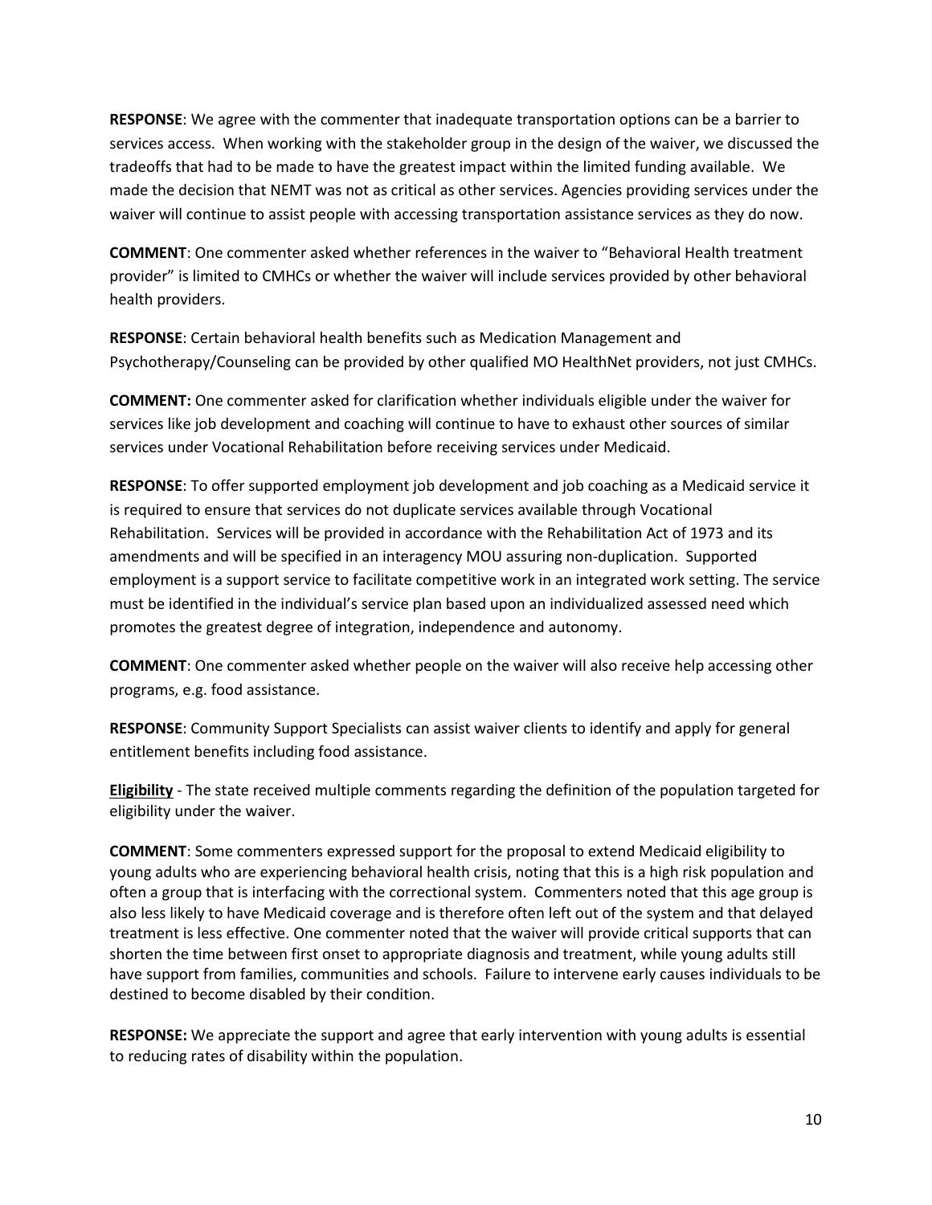**RESPONSE**: We agree with the commenter that inadequate transportation options can be a barrier to services access. When working with the stakeholder group in the design of the waiver, we discussed the tradeoffs that had to be made to have the greatest impact within the limited funding available. We made the decision that NEMT was not as critical as other services. Agencies providing services under the waiver will continue to assist people with accessing transportation assistance services as they do now.

**COMMENT**: One commenter asked whether references in the waiver to "Behavioral Health treatment provider" is limited to CMHCs or whether the waiver will include services provided by other behavioral health providers.

**RESPONSE**: Certain behavioral health benefits such as Medication Management and Psychotherapy/Counseling can be provided by other qualified MO HealthNet providers, not just CMHCs.

**COMMENT:** One commenter asked for clarification whether individuals eligible under the waiver for services like job development and coaching will continue to have to exhaust other sources of similar services under Vocational Rehabilitation before receiving services under Medicaid.

**RESPONSE**: To offer supported employment job development and job coaching as a Medicaid service it is required to ensure that services do not duplicate services available through Vocational Rehabilitation. Services will be provided in accordance with the Rehabilitation Act of 1973 and its amendments and will be specified in an interagency MOU assuring non-duplication. Supported employment is a support service to facilitate competitive work in an integrated work setting. The service must be identified in the individual's service plan based upon an individualized assessed need which promotes the greatest degree of integration, independence and autonomy.

**COMMENT**: One commenter asked whether people on the waiver will also receive help accessing other programs, e.g. food assistance.

**RESPONSE**: Community Support Specialists can assist waiver clients to identify and apply for general entitlement benefits including food assistance.

**Eligibility** - The state received multiple comments regarding the definition of the population targeted for eligibility under the waiver.

**COMMENT**: Some commenters expressed support for the proposal to extend Medicaid eligibility to young adults who are experiencing behavioral health crisis, noting that this is a high risk population and often a group that is interfacing with the correctional system. Commenters noted that this age group is also less likely to have Medicaid coverage and is therefore often left out of the system and that delayed treatment is less effective. One commenter noted that the waiver will provide critical supports that can shorten the time between first onset to appropriate diagnosis and treatment, while young adults still have support from families, communities and schools. Failure to intervene early causes individuals to be destined to become disabled by their condition.

**RESPONSE:** We appreciate the support and agree that early intervention with young adults is essential to reducing rates of disability within the population.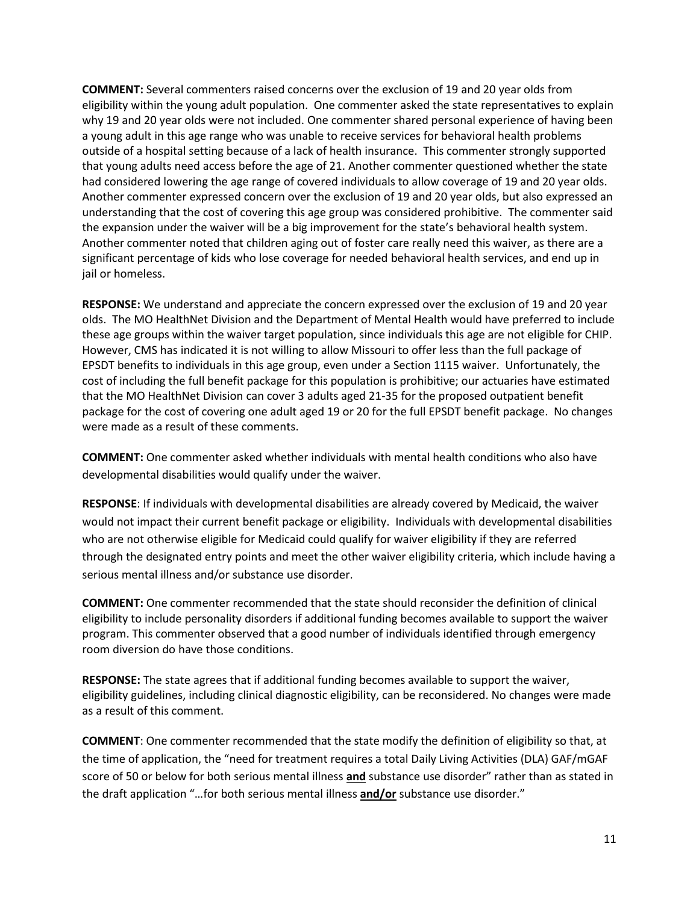**COMMENT:** Several commenters raised concerns over the exclusion of 19 and 20 year olds from eligibility within the young adult population. One commenter asked the state representatives to explain why 19 and 20 year olds were not included. One commenter shared personal experience of having been a young adult in this age range who was unable to receive services for behavioral health problems outside of a hospital setting because of a lack of health insurance. This commenter strongly supported that young adults need access before the age of 21. Another commenter questioned whether the state had considered lowering the age range of covered individuals to allow coverage of 19 and 20 year olds. Another commenter expressed concern over the exclusion of 19 and 20 year olds, but also expressed an understanding that the cost of covering this age group was considered prohibitive. The commenter said the expansion under the waiver will be a big improvement for the state's behavioral health system. Another commenter noted that children aging out of foster care really need this waiver, as there are a significant percentage of kids who lose coverage for needed behavioral health services, and end up in jail or homeless.

**RESPONSE:** We understand and appreciate the concern expressed over the exclusion of 19 and 20 year olds. The MO HealthNet Division and the Department of Mental Health would have preferred to include these age groups within the waiver target population, since individuals this age are not eligible for CHIP. However, CMS has indicated it is not willing to allow Missouri to offer less than the full package of EPSDT benefits to individuals in this age group, even under a Section 1115 waiver. Unfortunately, the cost of including the full benefit package for this population is prohibitive; our actuaries have estimated that the MO HealthNet Division can cover 3 adults aged 21-35 for the proposed outpatient benefit package for the cost of covering one adult aged 19 or 20 for the full EPSDT benefit package. No changes were made as a result of these comments.

**COMMENT:** One commenter asked whether individuals with mental health conditions who also have developmental disabilities would qualify under the waiver.

**RESPONSE**: If individuals with developmental disabilities are already covered by Medicaid, the waiver would not impact their current benefit package or eligibility. Individuals with developmental disabilities who are not otherwise eligible for Medicaid could qualify for waiver eligibility if they are referred through the designated entry points and meet the other waiver eligibility criteria, which include having a serious mental illness and/or substance use disorder.

**COMMENT:** One commenter recommended that the state should reconsider the definition of clinical eligibility to include personality disorders if additional funding becomes available to support the waiver program. This commenter observed that a good number of individuals identified through emergency room diversion do have those conditions.

**RESPONSE:** The state agrees that if additional funding becomes available to support the waiver, eligibility guidelines, including clinical diagnostic eligibility, can be reconsidered. No changes were made as a result of this comment.

**COMMENT**: One commenter recommended that the state modify the definition of eligibility so that, at the time of application, the "need for treatment requires a total Daily Living Activities (DLA) GAF/mGAF score of 50 or below for both serious mental illness **and** substance use disorder" rather than as stated in the draft application "…for both serious mental illness **and/or** substance use disorder."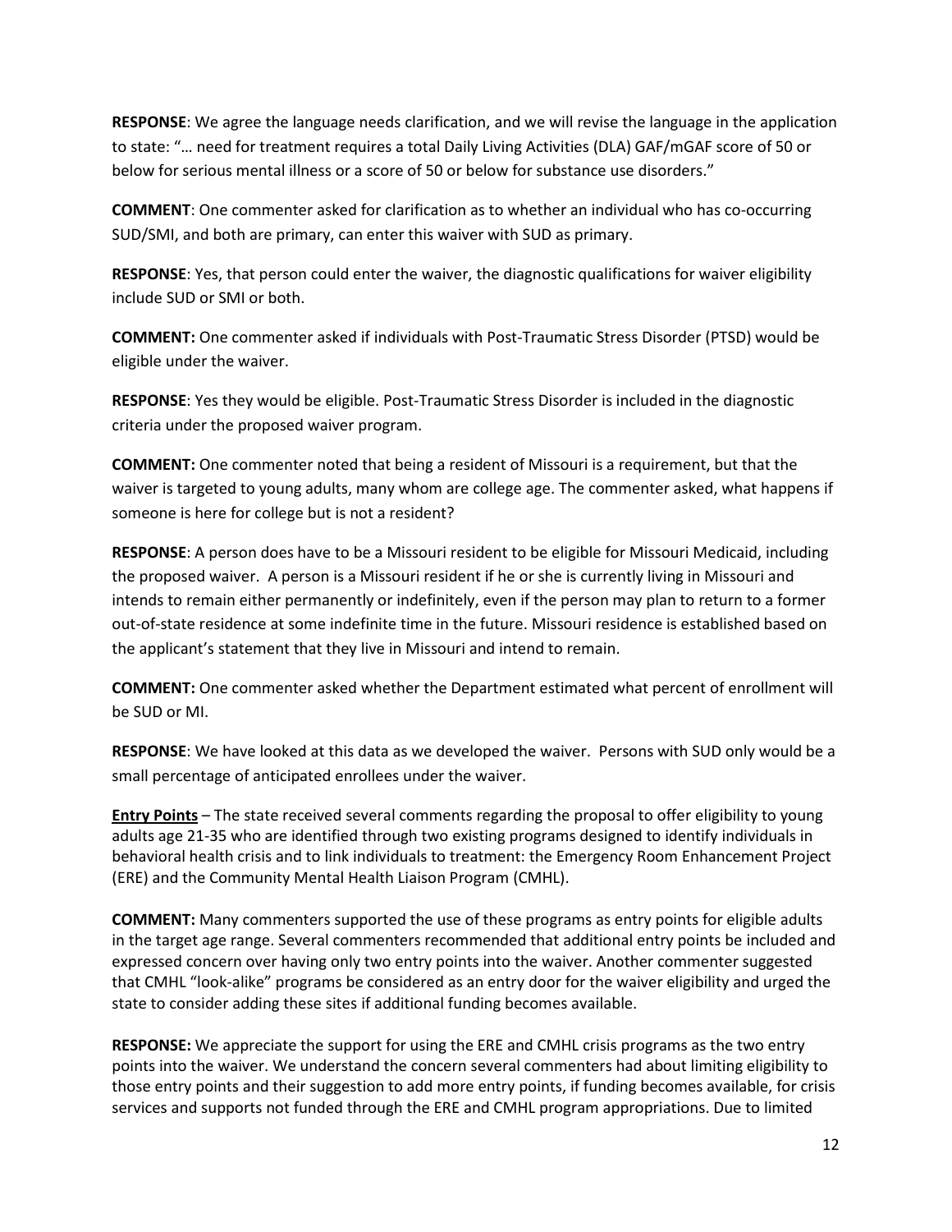**RESPONSE**: We agree the language needs clarification, and we will revise the language in the application to state: "… need for treatment requires a total Daily Living Activities (DLA) GAF/mGAF score of 50 or below for serious mental illness or a score of 50 or below for substance use disorders."

**COMMENT**: One commenter asked for clarification as to whether an individual who has co-occurring SUD/SMI, and both are primary, can enter this waiver with SUD as primary.

**RESPONSE**: Yes, that person could enter the waiver, the diagnostic qualifications for waiver eligibility include SUD or SMI or both.

**COMMENT:** One commenter asked if individuals with Post-Traumatic Stress Disorder (PTSD) would be eligible under the waiver.

**RESPONSE**: Yes they would be eligible. Post-Traumatic Stress Disorder is included in the diagnostic criteria under the proposed waiver program.

**COMMENT:** One commenter noted that being a resident of Missouri is a requirement, but that the waiver is targeted to young adults, many whom are college age. The commenter asked, what happens if someone is here for college but is not a resident?

**RESPONSE**: A person does have to be a Missouri resident to be eligible for Missouri Medicaid, including the proposed waiver. A person is a Missouri resident if he or she is currently living in Missouri and intends to remain either permanently or indefinitely, even if the person may plan to return to a former out-of-state residence at some indefinite time in the future. Missouri residence is established based on the applicant's statement that they live in Missouri and intend to remain.

**COMMENT:** One commenter asked whether the Department estimated what percent of enrollment will be SUD or MI.

**RESPONSE**: We have looked at this data as we developed the waiver. Persons with SUD only would be a small percentage of anticipated enrollees under the waiver.

**Entry Points** – The state received several comments regarding the proposal to offer eligibility to young adults age 21-35 who are identified through two existing programs designed to identify individuals in behavioral health crisis and to link individuals to treatment: the Emergency Room Enhancement Project (ERE) and the Community Mental Health Liaison Program (CMHL).

**COMMENT:** Many commenters supported the use of these programs as entry points for eligible adults in the target age range. Several commenters recommended that additional entry points be included and expressed concern over having only two entry points into the waiver. Another commenter suggested that CMHL "look-alike" programs be considered as an entry door for the waiver eligibility and urged the state to consider adding these sites if additional funding becomes available.

**RESPONSE:** We appreciate the support for using the ERE and CMHL crisis programs as the two entry points into the waiver. We understand the concern several commenters had about limiting eligibility to those entry points and their suggestion to add more entry points, if funding becomes available, for crisis services and supports not funded through the ERE and CMHL program appropriations. Due to limited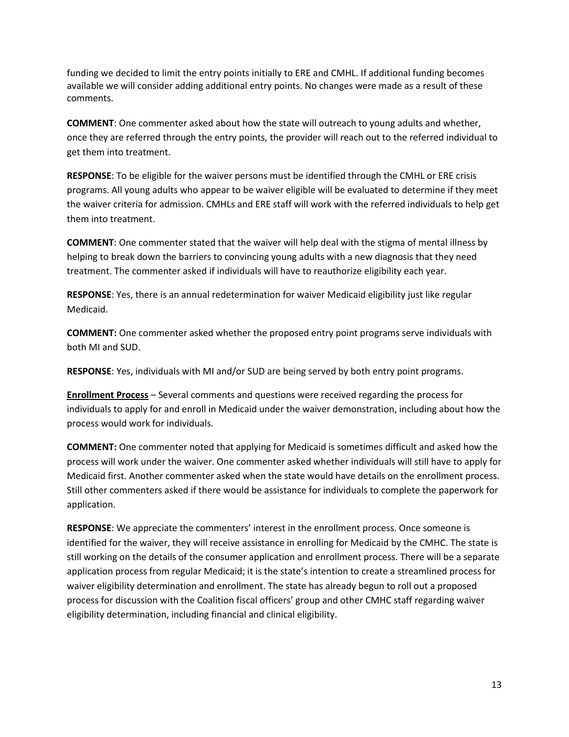funding we decided to limit the entry points initially to ERE and CMHL. If additional funding becomes available we will consider adding additional entry points. No changes were made as a result of these comments.

**COMMENT**: One commenter asked about how the state will outreach to young adults and whether, once they are referred through the entry points, the provider will reach out to the referred individual to get them into treatment.

**RESPONSE**: To be eligible for the waiver persons must be identified through the CMHL or ERE crisis programs. All young adults who appear to be waiver eligible will be evaluated to determine if they meet the waiver criteria for admission. CMHLs and ERE staff will work with the referred individuals to help get them into treatment.

**COMMENT**: One commenter stated that the waiver will help deal with the stigma of mental illness by helping to break down the barriers to convincing young adults with a new diagnosis that they need treatment. The commenter asked if individuals will have to reauthorize eligibility each year.

**RESPONSE**: Yes, there is an annual redetermination for waiver Medicaid eligibility just like regular Medicaid.

**COMMENT:** One commenter asked whether the proposed entry point programs serve individuals with both MI and SUD.

**RESPONSE**: Yes, individuals with MI and/or SUD are being served by both entry point programs.

**<u>Enrollment Process</u>** – Several comments and questions were received regarding the process for individuals to apply for and enroll in Medicaid under the waiver demonstration, including about how the process would work for individuals.

**COMMENT:** One commenter noted that applying for Medicaid is sometimes difficult and asked how the process will work under the waiver. One commenter asked whether individuals will still have to apply for Medicaid first. Another commenter asked when the state would have details on the enrollment process. Still other commenters asked if there would be assistance for individuals to complete the paperwork for application.

**RESPONSE**: We appreciate the commenters' interest in the enrollment process. Once someone is identified for the waiver, they will receive assistance in enrolling for Medicaid by the CMHC. The state is still working on the details of the consumer application and enrollment process. There will be a separate application process from regular Medicaid; it is the state's intention to create a streamlined process for waiver eligibility determination and enrollment. The state has already begun to roll out a proposed process for discussion with the Coalition fiscal officers' group and other CMHC staff regarding waiver eligibility determination, including financial and clinical eligibility.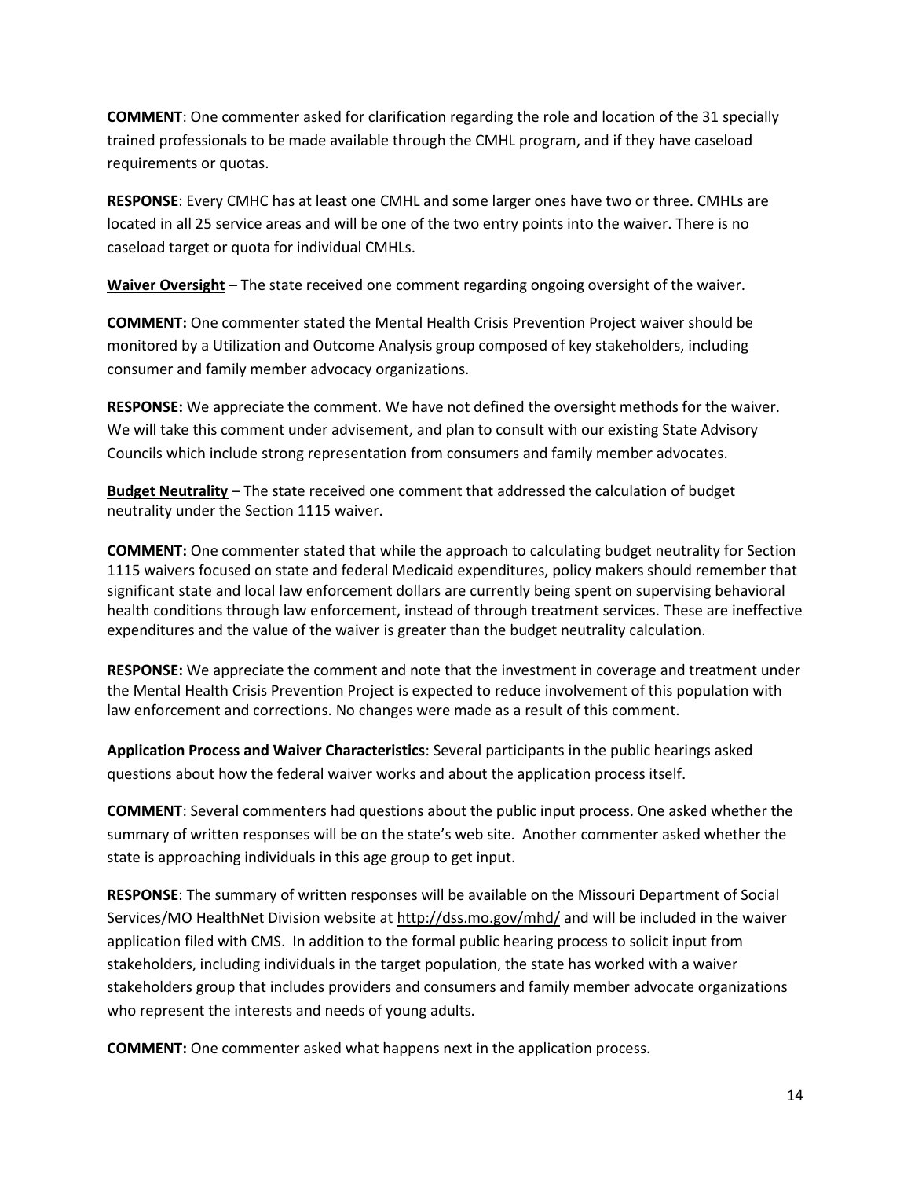**COMMENT**: One commenter asked for clarification regarding the role and location of the 31 specially trained professionals to be made available through the CMHL program, and if they have caseload requirements or quotas.

**RESPONSE**: Every CMHC has at least one CMHL and some larger ones have two or three. CMHLs are located in all 25 service areas and will be one of the two entry points into the waiver. There is no caseload target or quota for individual CMHLs.

**Waiver Oversight** – The state received one comment regarding ongoing oversight of the waiver.

**COMMENT:** One commenter stated the Mental Health Crisis Prevention Project waiver should be monitored by a Utilization and Outcome Analysis group composed of key stakeholders, including consumer and family member advocacy organizations.

**RESPONSE:** We appreciate the comment. We have not defined the oversight methods for the waiver. We will take this comment under advisement, and plan to consult with our existing State Advisory Councils which include strong representation from consumers and family member advocates.

**Budget Neutrality** – The state received one comment that addressed the calculation of budget neutrality under the Section 1115 waiver.

**COMMENT:** One commenter stated that while the approach to calculating budget neutrality for Section 1115 waivers focused on state and federal Medicaid expenditures, policy makers should remember that significant state and local law enforcement dollars are currently being spent on supervising behavioral health conditions through law enforcement, instead of through treatment services. These are ineffective expenditures and the value of the waiver is greater than the budget neutrality calculation.

**RESPONSE:** We appreciate the comment and note that the investment in coverage and treatment under the Mental Health Crisis Prevention Project is expected to reduce involvement of this population with law enforcement and corrections. No changes were made as a result of this comment.

**Application Process and Waiver Characteristics**: Several participants in the public hearings asked questions about how the federal waiver works and about the application process itself.

**COMMENT**: Several commenters had questions about the public input process. One asked whether the summary of written responses will be on the state's web site. Another commenter asked whether the state is approaching individuals in this age group to get input.

**RESPONSE**: The summary of written responses will be available on the Missouri Department of Social Services/MO HealthNet Division website at http://dss.mo.gov/mhd/ and will be included in the waiver application filed with CMS. In addition to the formal public hearing process to solicit input from stakeholders, including individuals in the target population, the state has worked with a waiver stakeholders group that includes providers and consumers and family member advocate organizations who represent the interests and needs of young adults.

**COMMENT:** One commenter asked what happens next in the application process.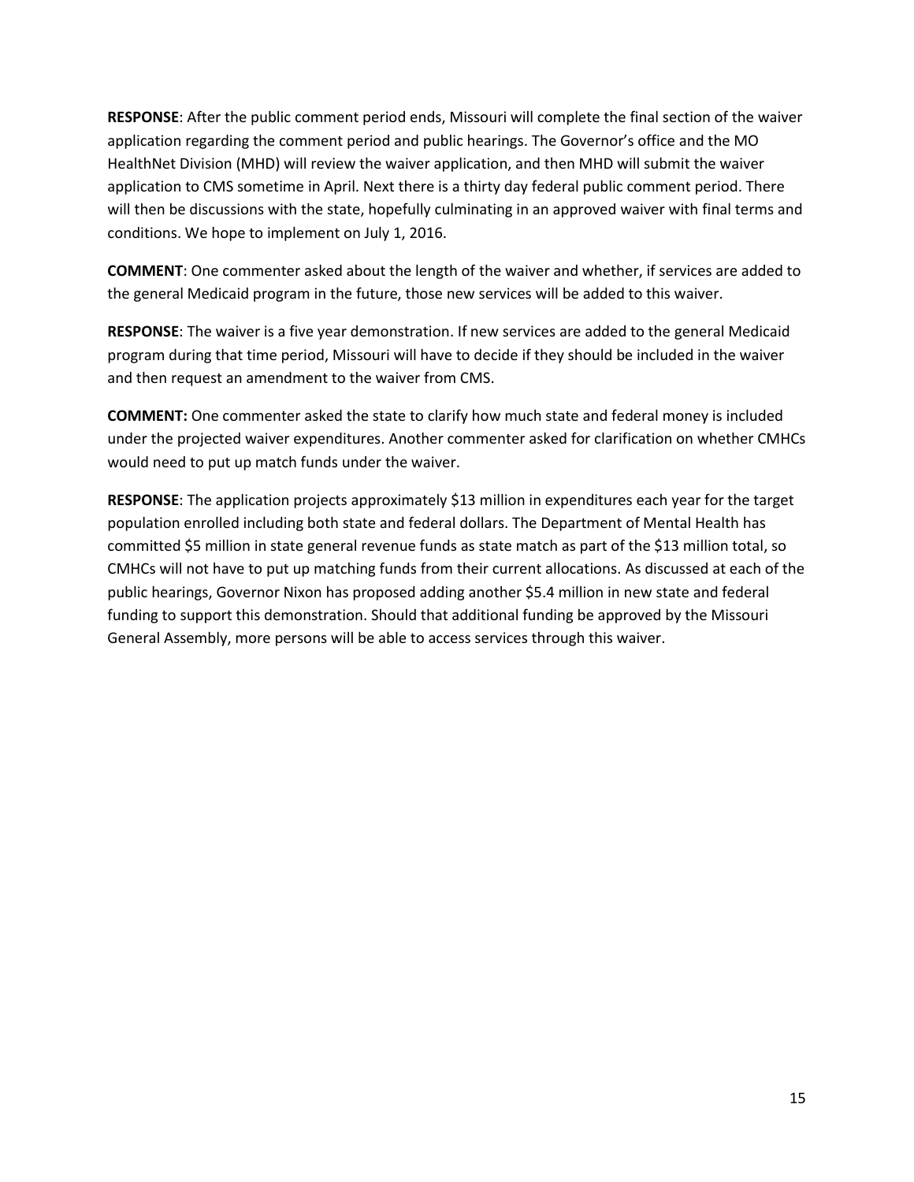**RESPONSE**: After the public comment period ends, Missouri will complete the final section of the waiver application regarding the comment period and public hearings. The Governor's office and the MO HealthNet Division (MHD) will review the waiver application, and then MHD will submit the waiver application to CMS sometime in April. Next there is a thirty day federal public comment period. There will then be discussions with the state, hopefully culminating in an approved waiver with final terms and conditions. We hope to implement on July 1, 2016.

**COMMENT**: One commenter asked about the length of the waiver and whether, if services are added to the general Medicaid program in the future, those new services will be added to this waiver.

**RESPONSE**: The waiver is a five year demonstration. If new services are added to the general Medicaid program during that time period, Missouri will have to decide if they should be included in the waiver and then request an amendment to the waiver from CMS.

**COMMENT:** One commenter asked the state to clarify how much state and federal money is included under the projected waiver expenditures. Another commenter asked for clarification on whether CMHCs would need to put up match funds under the waiver.

**RESPONSE**: The application projects approximately $13 million in expenditures each year for the target population enrolled including both state and federal dollars. The Department of Mental Health has committed $5 million in state general revenue funds as state match as part of the $13 million total, so CMHCs will not have to put up matching funds from their current allocations. As discussed at each of the public hearings, Governor Nixon has proposed adding another $5.4 million in new state and federal funding to support this demonstration. Should that additional funding be approved by the Missouri General Assembly, more persons will be able to access services through this waiver.